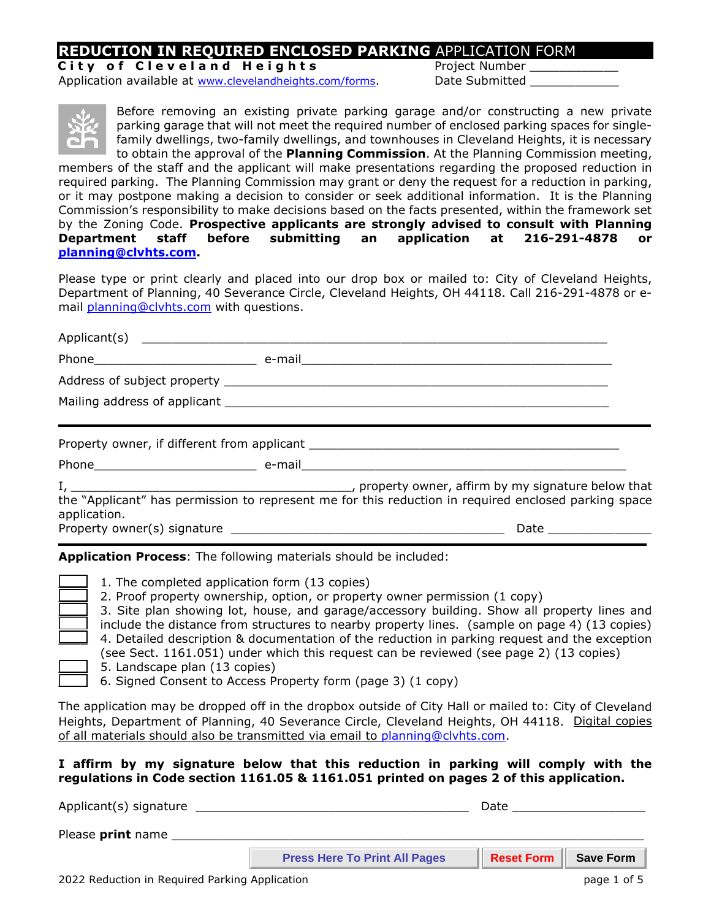# REDUCTION IN REQUIRED ENCLOSED PARKING APPLICATION FORM

**City of Cleveland Heights**

Application available at www.clevelandheights.com/forms.

Project Number ____________

Date Submitted ____________

Before removing an existing private parking garage and/or constructing a new private parking garage that will not meet the required number of enclosed parking spaces for single-family dwellings, two-family dwellings, and townhouses in Cleveland Heights, it is necessary to obtain the approval of the **Planning Commission**. At the Planning Commission meeting, members of the staff and the applicant will make presentations regarding the proposed reduction in required parking. The Planning Commission may grant or deny the request for a reduction in parking, or it may postpone making a decision to consider or seek additional information. It is the Planning Commission's responsibility to make decisions based on the facts presented, within the framework set by the Zoning Code. **Prospective applicants are strongly advised to consult with Planning Department staff before submitting an application at 216-291-4878 or planning@clvhts.com.**

Please type or print clearly and placed into our drop box or mailed to: City of Cleveland Heights, Department of Planning, 40 Severance Circle, Cleveland Heights, OH 44118. Call 216-291-4878 or e-mail planning@clvhts.com with questions.

Applicant(s) ______________________________________________

Phone______________________ e-mail__________________________________

Address of subject property ______________________________________

Mailing address of applicant ______________________________________

---

Property owner, if different from applicant ______________________________

Phone______________________ e-mail__________________________________

I, ______________________________, property owner, affirm by my signature below that the "Applicant" has permission to represent me for this reduction in required enclosed parking space application.

Property owner(s) signature ______________________________ Date ____________

---

**Application Process**: The following materials should be included:

- [ ] 1. The completed application form (13 copies)
- [ ] 2. Proof property ownership, option, or property owner permission (1 copy)
- [ ] 3. Site plan showing lot, house, and garage/accessory building. Show all property lines and include the distance from structures to nearby property lines. (sample on page 4) (13 copies)
- [ ] 4. Detailed description & documentation of the reduction in parking request and the exception (see Sect. 1161.051) under which this request can be reviewed (see page 2) (13 copies)
- [ ] 5. Landscape plan (13 copies)
- [ ] 6. Signed Consent to Access Property form (page 3) (1 copy)

The application may be dropped off in the dropbox outside of City Hall or mailed to: City of Cleveland Heights, Department of Planning, 40 Severance Circle, Cleveland Heights, OH 44118. Digital copies of all materials should also be transmitted via email to planning@clvhts.com.

**I affirm by my signature below that this reduction in parking will comply with the regulations in Code section 1161.05 & 1161.051 printed on pages 2 of this application.**

Applicant(s) signature ______________________________ Date ______________

Please **print** name ______________________________________________

Press Here To Print All Pages | Reset Form | Save Form

2022 Reduction in Required Parking Application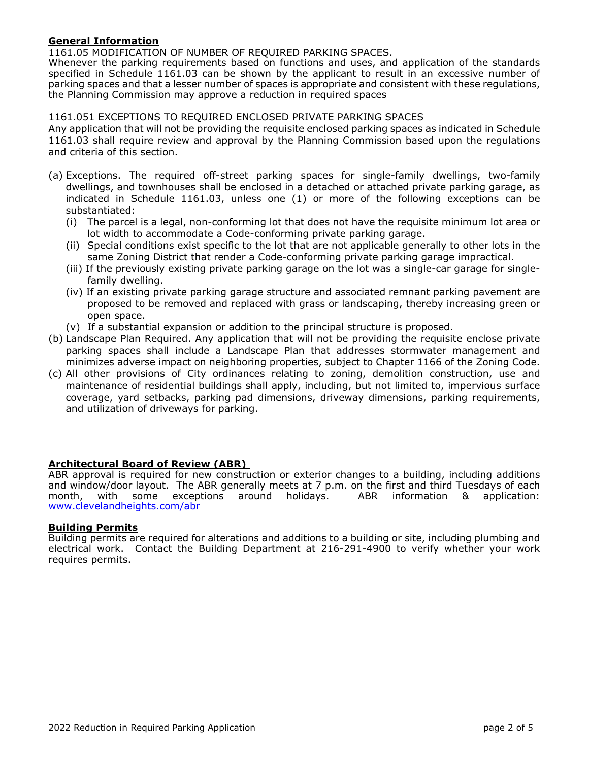## General Information

1161.05 MODIFICATION OF NUMBER OF REQUIRED PARKING SPACES.

Whenever the parking requirements based on functions and uses, and application of the standards specified in Schedule 1161.03 can be shown by the applicant to result in an excessive number of parking spaces and that a lesser number of spaces is appropriate and consistent with these regulations, the Planning Commission may approve a reduction in required spaces

1161.051 EXCEPTIONS TO REQUIRED ENCLOSED PRIVATE PARKING SPACES

Any application that will not be providing the requisite enclosed parking spaces as indicated in Schedule 1161.03 shall require review and approval by the Planning Commission based upon the regulations and criteria of this section.

(a) Exceptions. The required off-street parking spaces for single-family dwellings, two-family dwellings, and townhouses shall be enclosed in a detached or attached private parking garage, as indicated in Schedule 1161.03, unless one (1) or more of the following exceptions can be substantiated:
   - (i) The parcel is a legal, non-conforming lot that does not have the requisite minimum lot area or lot width to accommodate a Code-conforming private parking garage.
   - (ii) Special conditions exist specific to the lot that are not applicable generally to other lots in the same Zoning District that render a Code-conforming private parking garage impractical.
   - (iii) If the previously existing private parking garage on the lot was a single-car garage for single-family dwelling.
   - (iv) If an existing private parking garage structure and associated remnant parking pavement are proposed to be removed and replaced with grass or landscaping, thereby increasing green or open space.
   - (v) If a substantial expansion or addition to the principal structure is proposed.

(b) Landscape Plan Required. Any application that will not be providing the requisite enclose private parking spaces shall include a Landscape Plan that addresses stormwater management and minimizes adverse impact on neighboring properties, subject to Chapter 1166 of the Zoning Code.

(c) All other provisions of City ordinances relating to zoning, demolition construction, use and maintenance of residential buildings shall apply, including, but not limited to, impervious surface coverage, yard setbacks, parking pad dimensions, driveway dimensions, parking requirements, and utilization of driveways for parking.

## Architectural Board of Review (ABR)

ABR approval is required for new construction or exterior changes to a building, including additions and window/door layout. The ABR generally meets at 7 p.m. on the first and third Tuesdays of each month, with some exceptions around holidays. ABR information & application: www.clevelandheights.com/abr

## Building Permits

Building permits are required for alterations and additions to a building or site, including plumbing and electrical work. Contact the Building Department at 216-291-4900 to verify whether your work requires permits.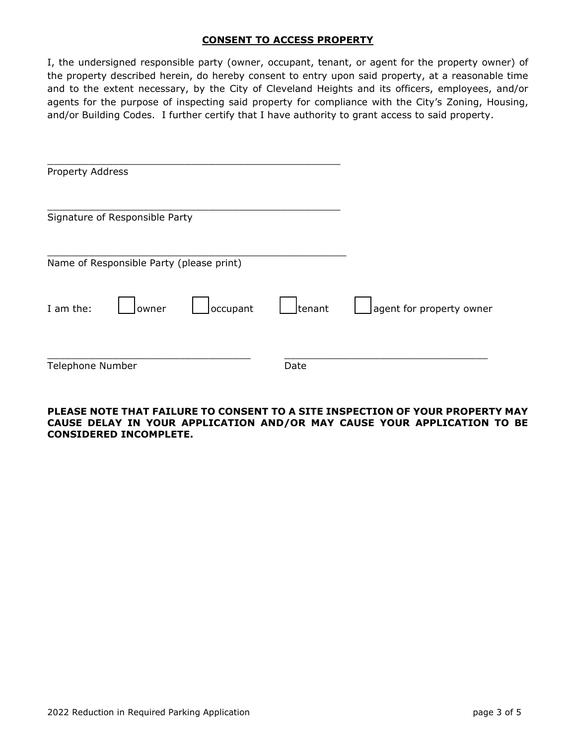## **CONSENT TO ACCESS PROPERTY**

I, the undersigned responsible party (owner, occupant, tenant, or agent for the property owner) of the property described herein, do hereby consent to entry upon said property, at a reasonable time and to the extent necessary, by the City of Cleveland Heights and its officers, employees, and/or agents for the purpose of inspecting said property for compliance with the City's Zoning, Housing, and/or Building Codes. I further certify that I have authority to grant access to said property.

\_\_\_\_\_\_\_\_\_\_\_\_\_\_\_\_\_\_\_\_\_\_\_\_\_\_\_\_\_\_\_\_\_\_\_\_\_\_\_\_\_\_\_\_\_\_\_\_\_\_
Property Address

\_\_\_\_\_\_\_\_\_\_\_\_\_\_\_\_\_\_\_\_\_\_\_\_\_\_\_\_\_\_\_\_\_\_\_\_\_\_\_\_\_\_\_\_\_\_\_\_\_\_
Signature of Responsible Party

\_\_\_\_\_\_\_\_\_\_\_\_\_\_\_\_\_\_\_\_\_\_\_\_\_\_\_\_\_\_\_\_\_\_\_\_\_\_\_\_\_\_\_\_\_\_\_\_\_\_
Name of Responsible Party (please print)

I am the: ☐ owner ☐ occupant ☐ tenant ☐ agent for property owner

\_\_\_\_\_\_\_\_\_\_\_\_\_\_\_\_\_\_\_\_\_\_\_\_\_\_\_\_\_\_\_\_\_\_\_ \_\_\_\_\_\_\_\_\_\_\_\_\_\_\_\_\_\_\_\_\_\_\_\_\_\_\_\_\_\_\_\_\_\_\_
Telephone Number Date

**PLEASE NOTE THAT FAILURE TO CONSENT TO A SITE INSPECTION OF YOUR PROPERTY MAY CAUSE DELAY IN YOUR APPLICATION AND/OR MAY CAUSE YOUR APPLICATION TO BE CONSIDERED INCOMPLETE.**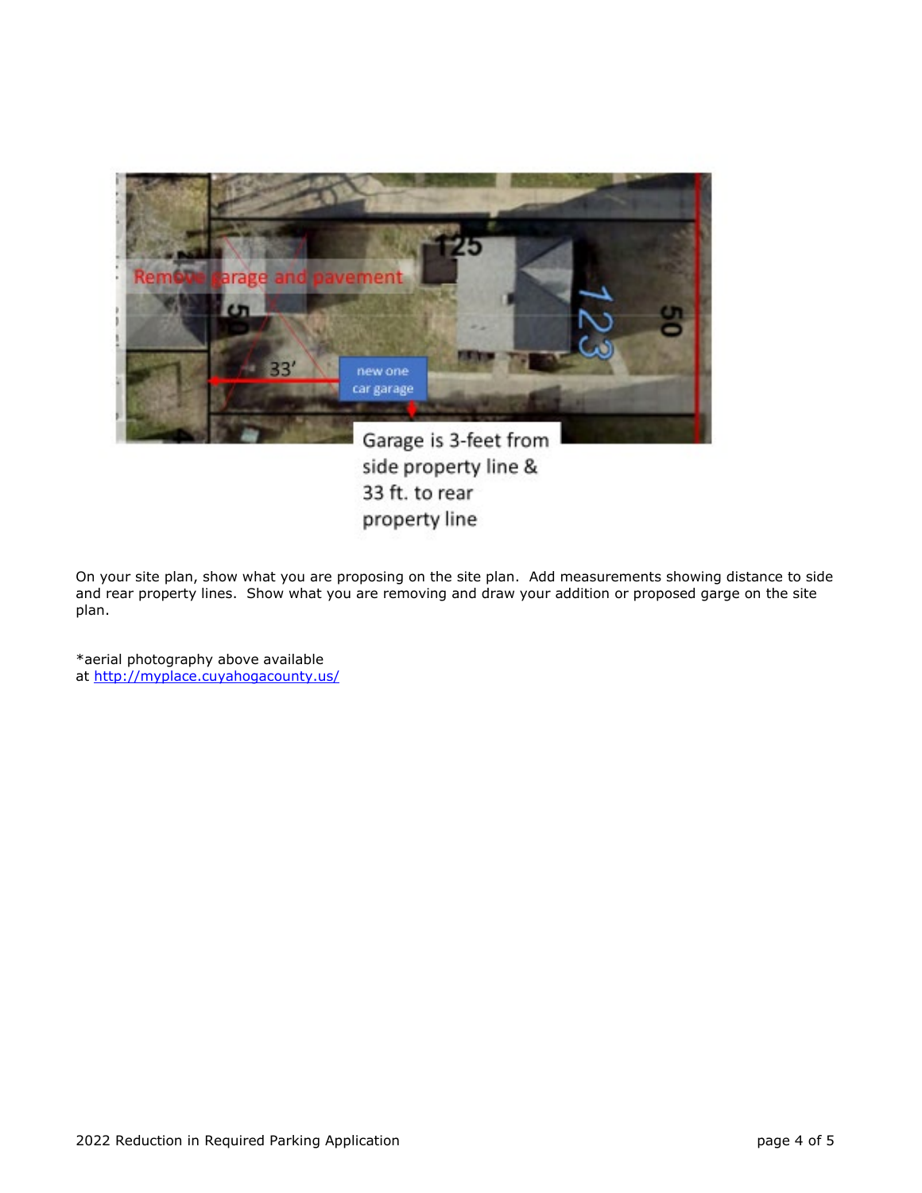Remove garage and pavement

125

123

50

50

33'

new one car garage

Garage is 3-feet from side property line & 33 ft. to rear property line

On your site plan, show what you are proposing on the site plan. Add measurements showing distance to side and rear property lines. Show what you are removing and draw your addition or proposed garge on the site plan.

*aerial photography above available at [http://myplace.cuyahogacounty.us/](http://myplace.cuyahogacounty.us/)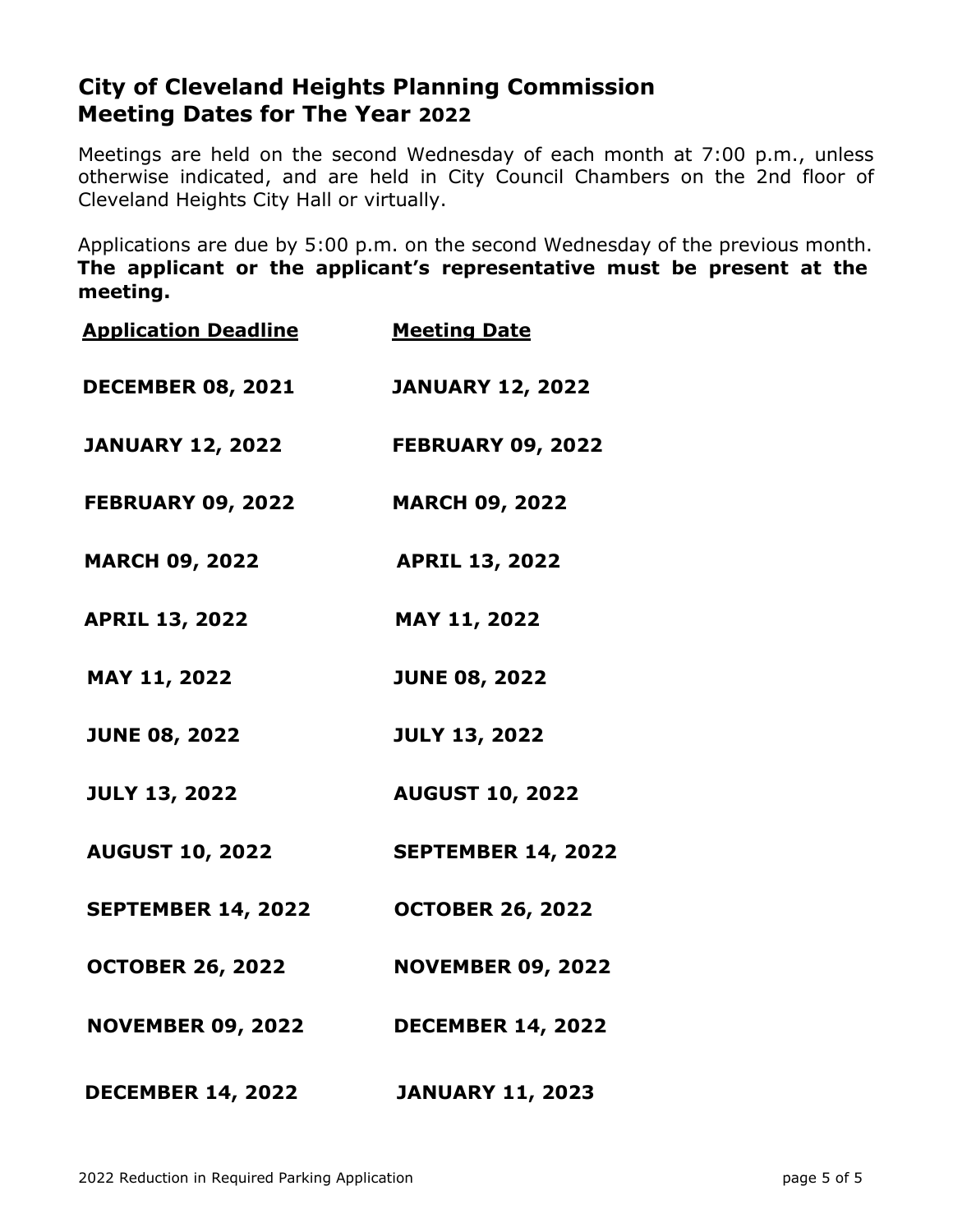## City of Cleveland Heights Planning Commission
## Meeting Dates for The Year 2022

Meetings are held on the second Wednesday of each month at 7:00 p.m., unless otherwise indicated, and are held in City Council Chambers on the 2nd floor of Cleveland Heights City Hall or virtually.

Applications are due by 5:00 p.m. on the second Wednesday of the previous month. **The applicant or the applicant's representative must be present at the meeting.**

| Application Deadline | Meeting Date |
| --- | --- |
| **DECEMBER 08, 2021** | **JANUARY 12, 2022** |
| **JANUARY 12, 2022** | **FEBRUARY 09, 2022** |
| **FEBRUARY 09, 2022** | **MARCH 09, 2022** |
| **MARCH 09, 2022** | **APRIL 13, 2022** |
| **APRIL 13, 2022** | **MAY 11, 2022** |
| **MAY 11, 2022** | **JUNE 08, 2022** |
| **JUNE 08, 2022** | **JULY 13, 2022** |
| **JULY 13, 2022** | **AUGUST 10, 2022** |
| **AUGUST 10, 2022** | **SEPTEMBER 14, 2022** |
| **SEPTEMBER 14, 2022** | **OCTOBER 26, 2022** |
| **OCTOBER 26, 2022** | **NOVEMBER 09, 2022** |
| **NOVEMBER 09, 2022** | **DECEMBER 14, 2022** |
| **DECEMBER 14, 2022** | **JANUARY 11, 2023** |